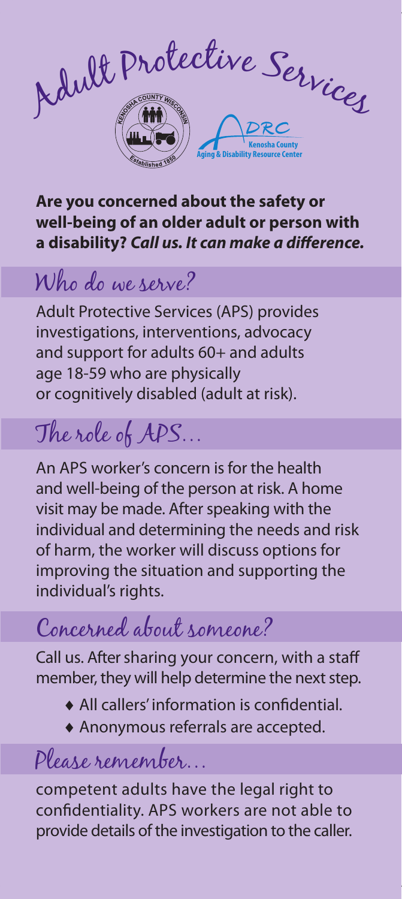# Adult Protective Services

KENOSHA COUNTY WISCONSIN Established 1850

ADRC Kenosha County Aging & Disability Resource Center

**Are you concerned about the safety or well-being of an older adult or person with a disability? *Call us. It can make a difference.***

## Who do we serve?

Adult Protective Services (APS) provides investigations, interventions, advocacy and support for adults 60+ and adults age 18-59 who are physically or cognitively disabled (adult at risk).

## The role of APS...

An APS worker's concern is for the health and well-being of the person at risk. A home visit may be made. After speaking with the individual and determining the needs and risk of harm, the worker will discuss options for improving the situation and supporting the individual's rights.

## Concerned about someone?

Call us. After sharing your concern, with a staff member, they will help determine the next step.

- All callers' information is confidential.
- Anonymous referrals are accepted.

## Please remember...

competent adults have the legal right to confidentiality. APS workers are not able to provide details of the investigation to the caller.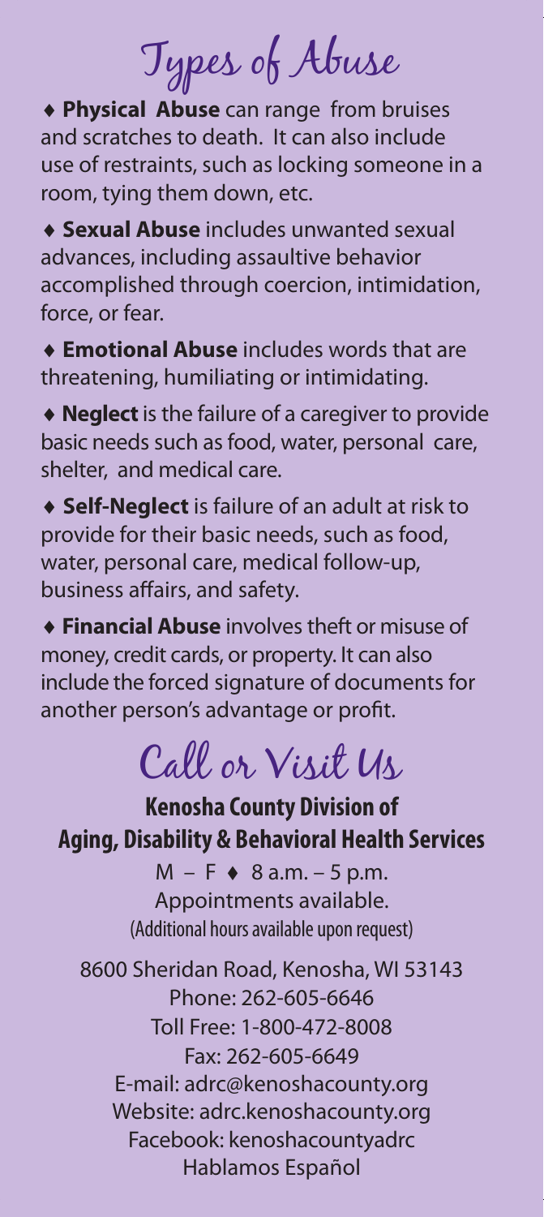# Types of Abuse

- **Physical Abuse** can range from bruises and scratches to death. It can also include use of restraints, such as locking someone in a room, tying them down, etc.

- **Sexual Abuse** includes unwanted sexual advances, including assaultive behavior accomplished through coercion, intimidation, force, or fear.

- **Emotional Abuse** includes words that are threatening, humiliating or intimidating.

- **Neglect** is the failure of a caregiver to provide basic needs such as food, water, personal care, shelter, and medical care.

- **Self-Neglect** is failure of an adult at risk to provide for their basic needs, such as food, water, personal care, medical follow-up, business affairs, and safety.

- **Financial Abuse** involves theft or misuse of money, credit cards, or property. It can also include the forced signature of documents for another person's advantage or profit.

# Call or Visit Us

**Kenosha County Division of Aging, Disability & Behavioral Health Services**

M – F ♦ 8 a.m. – 5 p.m.
Appointments available.
(Additional hours available upon request)

8600 Sheridan Road, Kenosha, WI 53143
Phone: 262-605-6646
Toll Free: 1-800-472-8008
Fax: 262-605-6649
E-mail: adrc@kenoshacounty.org
Website: adrc.kenoshacounty.org
Facebook: kenoshacountyadrc
Hablamos Español